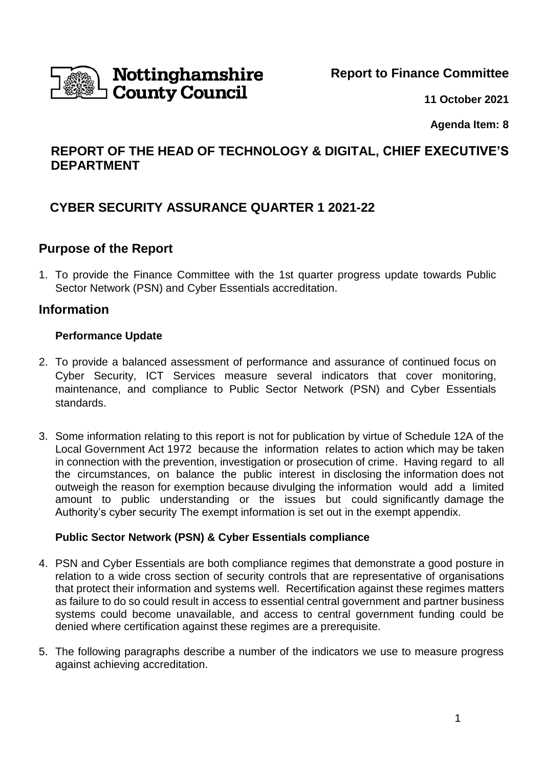Nottinghamshire County Council

**Report to Finance Committee**

**11 October 2021**

**Agenda Item: 8**

# REPORT OF THE HEAD OF TECHNOLOGY & DIGITAL, CHIEF EXECUTIVE'S DEPARTMENT

# CYBER SECURITY ASSURANCE QUARTER 1 2021-22

## Purpose of the Report

1. To provide the Finance Committee with the 1st quarter progress update towards Public Sector Network (PSN) and Cyber Essentials accreditation.

## Information

### Performance Update

2. To provide a balanced assessment of performance and assurance of continued focus on Cyber Security, ICT Services measure several indicators that cover monitoring, maintenance, and compliance to Public Sector Network (PSN) and Cyber Essentials standards.

3. Some information relating to this report is not for publication by virtue of Schedule 12A of the Local Government Act 1972 because the information relates to action which may be taken in connection with the prevention, investigation or prosecution of crime. Having regard to all the circumstances, on balance the public interest in disclosing the information does not outweigh the reason for exemption because divulging the information would add a limited amount to public understanding or the issues but could significantly damage the Authority's cyber security The exempt information is set out in the exempt appendix.

### Public Sector Network (PSN) & Cyber Essentials compliance

4. PSN and Cyber Essentials are both compliance regimes that demonstrate a good posture in relation to a wide cross section of security controls that are representative of organisations that protect their information and systems well. Recertification against these regimes matters as failure to do so could result in access to essential central government and partner business systems could become unavailable, and access to central government funding could be denied where certification against these regimes are a prerequisite.

5. The following paragraphs describe a number of the indicators we use to measure progress against achieving accreditation.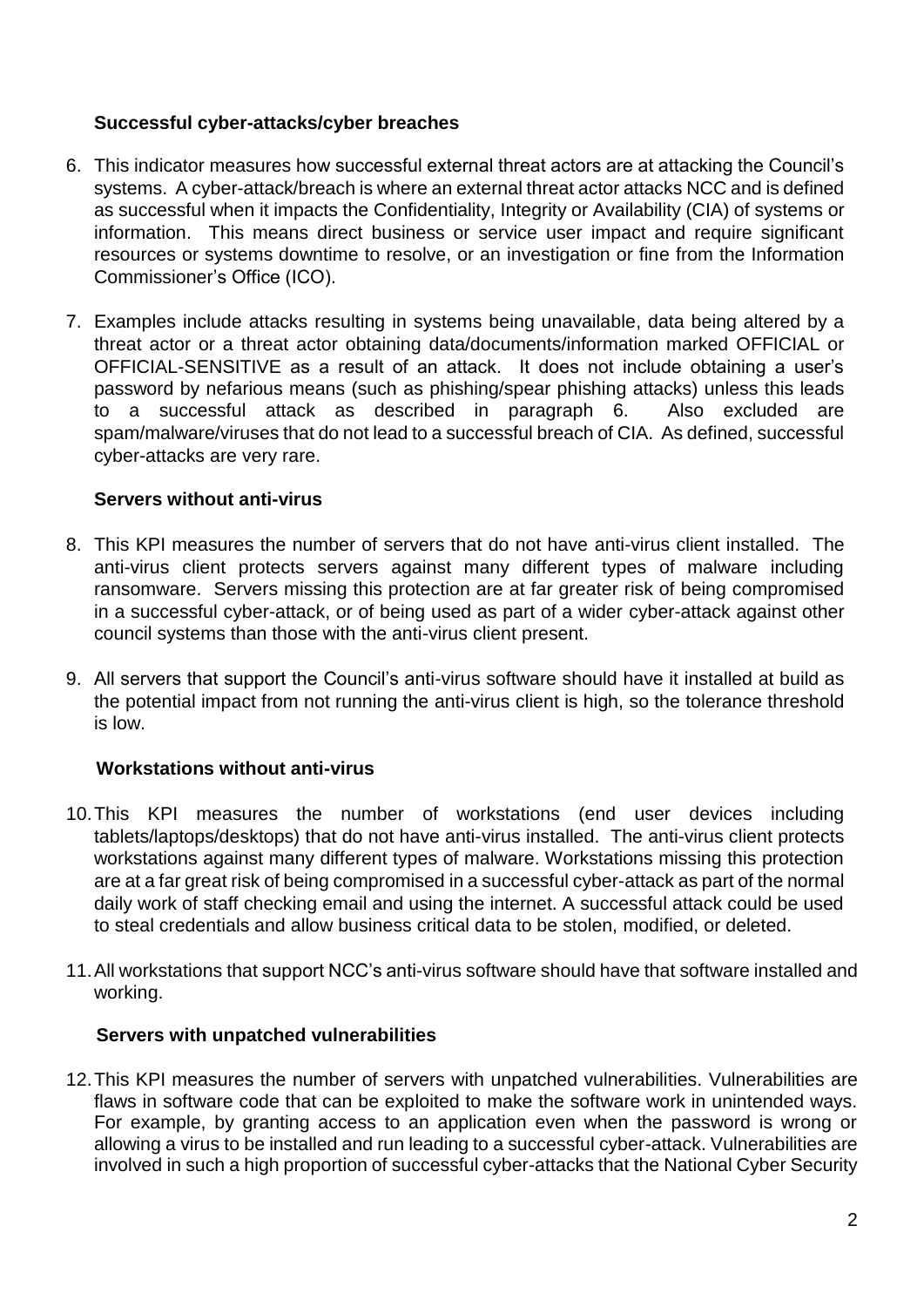### Successful cyber-attacks/cyber breaches

6. This indicator measures how successful external threat actors are at attacking the Council's systems. A cyber-attack/breach is where an external threat actor attacks NCC and is defined as successful when it impacts the Confidentiality, Integrity or Availability (CIA) of systems or information. This means direct business or service user impact and require significant resources or systems downtime to resolve, or an investigation or fine from the Information Commissioner's Office (ICO).

7. Examples include attacks resulting in systems being unavailable, data being altered by a threat actor or a threat actor obtaining data/documents/information marked OFFICIAL or OFFICIAL-SENSITIVE as a result of an attack. It does not include obtaining a user's password by nefarious means (such as phishing/spear phishing attacks) unless this leads to a successful attack as described in paragraph 6. Also excluded are spam/malware/viruses that do not lead to a successful breach of CIA. As defined, successful cyber-attacks are very rare.

### Servers without anti-virus

8. This KPI measures the number of servers that do not have anti-virus client installed. The anti-virus client protects servers against many different types of malware including ransomware. Servers missing this protection are at far greater risk of being compromised in a successful cyber-attack, or of being used as part of a wider cyber-attack against other council systems than those with the anti-virus client present.

9. All servers that support the Council's anti-virus software should have it installed at build as the potential impact from not running the anti-virus client is high, so the tolerance threshold is low.

### Workstations without anti-virus

10. This KPI measures the number of workstations (end user devices including tablets/laptops/desktops) that do not have anti-virus installed. The anti-virus client protects workstations against many different types of malware. Workstations missing this protection are at a far great risk of being compromised in a successful cyber-attack as part of the normal daily work of staff checking email and using the internet. A successful attack could be used to steal credentials and allow business critical data to be stolen, modified, or deleted.

11. All workstations that support NCC's anti-virus software should have that software installed and working.

### Servers with unpatched vulnerabilities

12. This KPI measures the number of servers with unpatched vulnerabilities. Vulnerabilities are flaws in software code that can be exploited to make the software work in unintended ways. For example, by granting access to an application even when the password is wrong or allowing a virus to be installed and run leading to a successful cyber-attack. Vulnerabilities are involved in such a high proportion of successful cyber-attacks that the National Cyber Security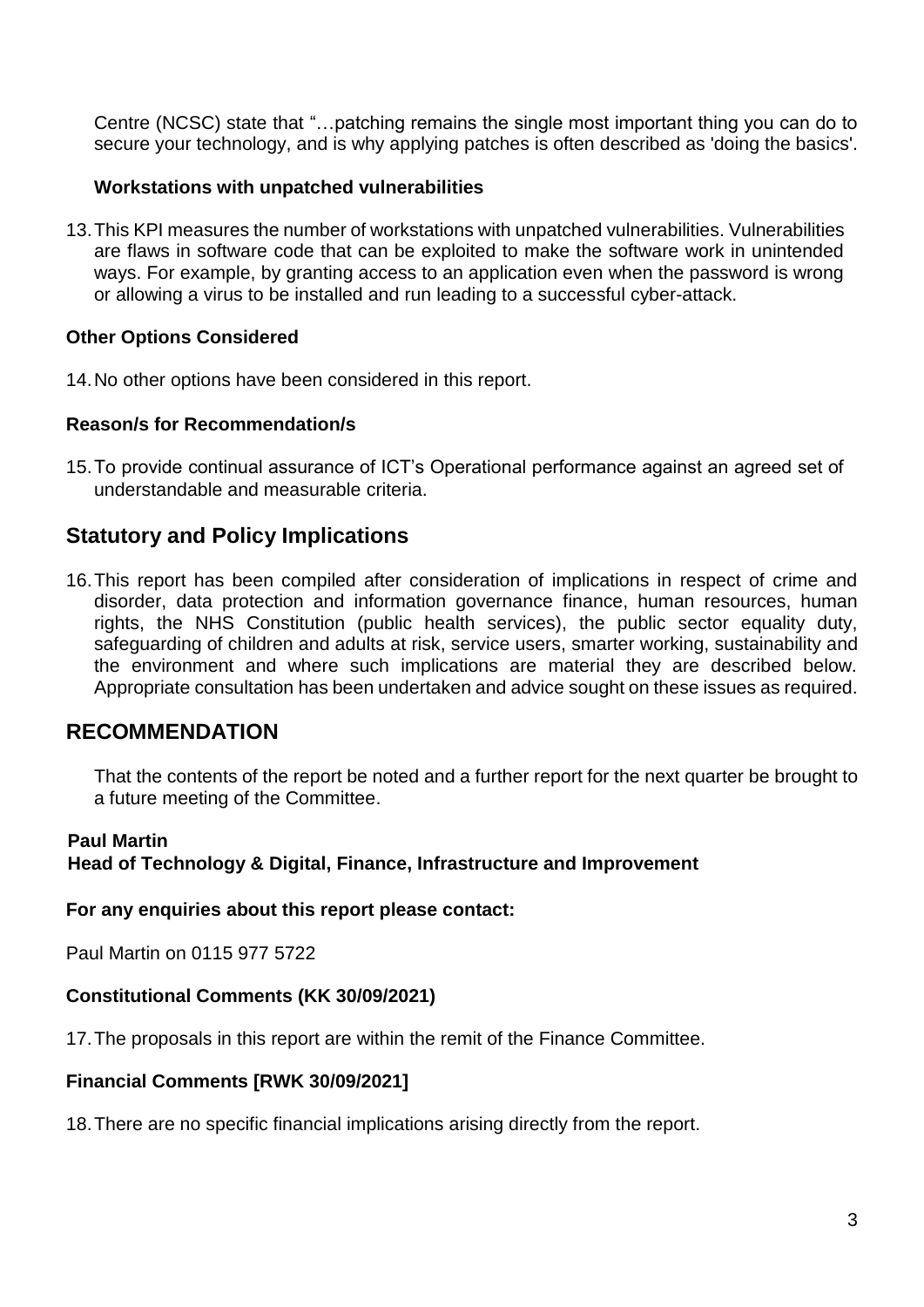Centre (NCSC) state that "…patching remains the single most important thing you can do to secure your technology, and is why applying patches is often described as 'doing the basics'.

**Workstations with unpatched vulnerabilities**

13. This KPI measures the number of workstations with unpatched vulnerabilities. Vulnerabilities are flaws in software code that can be exploited to make the software work in unintended ways. For example, by granting access to an application even when the password is wrong or allowing a virus to be installed and run leading to a successful cyber-attack.

**Other Options Considered**

14. No other options have been considered in this report.

**Reason/s for Recommendation/s**

15. To provide continual assurance of ICT's Operational performance against an agreed set of understandable and measurable criteria.

## Statutory and Policy Implications

16. This report has been compiled after consideration of implications in respect of crime and disorder, data protection and information governance finance, human resources, human rights, the NHS Constitution (public health services), the public sector equality duty, safeguarding of children and adults at risk, service users, smarter working, sustainability and the environment and where such implications are material they are described below. Appropriate consultation has been undertaken and advice sought on these issues as required.

## RECOMMENDATION

That the contents of the report be noted and a further report for the next quarter be brought to a future meeting of the Committee.

**Paul Martin**
**Head of Technology & Digital, Finance, Infrastructure and Improvement**

**For any enquiries about this report please contact:**

Paul Martin on 0115 977 5722

**Constitutional Comments (KK 30/09/2021)**

17. The proposals in this report are within the remit of the Finance Committee.

**Financial Comments [RWK 30/09/2021]**

18. There are no specific financial implications arising directly from the report.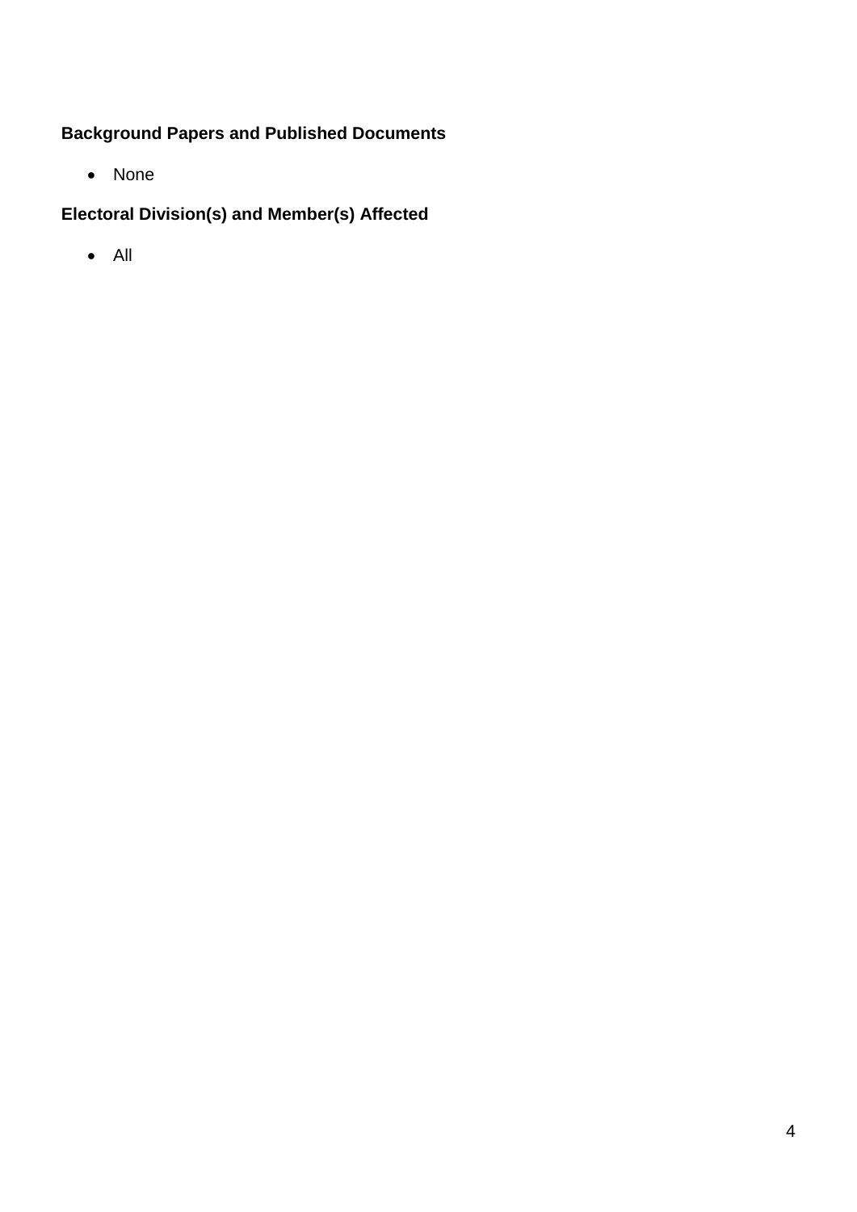**Background Papers and Published Documents**

- None

**Electoral Division(s) and Member(s) Affected**

- All